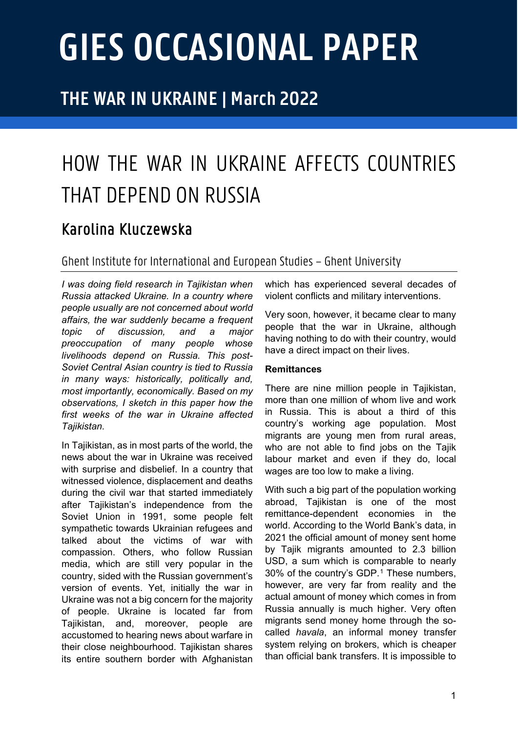# GIES OCCASIONAL PAPER

## THE WAR IN UKRAINE | March 2022

# HOW THE WAR IN UKRAINE AFFECTS COUNTRIES THAT DEPEND ON RUSSIA

## Karolina Kluczewska

Ghent Institute for International and European Studies – Ghent University

*I was doing field research in Tajikistan when Russia attacked Ukraine. In a country where people usually are not concerned about world affairs, the war suddenly became a frequent topic of discussion, and a major preoccupation of many people whose livelihoods depend on Russia. This post-Soviet Central Asian country is tied to Russia in many ways: historically, politically and, most importantly, economically. Based on my observations, I sketch in this paper how the first weeks of the war in Ukraine affected Tajikistan.*

In Tajikistan, as in most parts of the world, the news about the war in Ukraine was received with surprise and disbelief. In a country that witnessed violence, displacement and deaths during the civil war that started immediately after Tajikistan's independence from the Soviet Union in 1991, some people felt sympathetic towards Ukrainian refugees and talked about the victims of war with compassion. Others, who follow Russian media, which are still very popular in the country, sided with the Russian government's version of events. Yet, initially the war in Ukraine was not a big concern for the majority of people. Ukraine is located far from Tajikistan, and, moreover, people are accustomed to hearing news about warfare in their close neighbourhood. Tajikistan shares its entire southern border with Afghanistan which has experienced several decades of violent conflicts and military interventions.

Very soon, however, it became clear to many people that the war in Ukraine, although having nothing to do with their country, would have a direct impact on their lives.

**Remittances**

There are nine million people in Tajikistan, more than one million of whom live and work in Russia. This is about a third of this country's working age population. Most migrants are young men from rural areas, who are not able to find jobs on the Tajik labour market and even if they do, local wages are too low to make a living.

With such a big part of the population working abroad, Tajikistan is one of the most remittance-dependent economies in the world. According to the World Bank's data, in 2021 the official amount of money sent home by Tajik migrants amounted to 2.3 billion USD, a sum which is comparable to nearly 30% of the country's GDP.[1] These numbers, however, are very far from reality and the actual amount of money which comes in from Russia annually is much higher. Very often migrants send money home through the so-called *havala*, an informal money transfer system relying on brokers, which is cheaper than official bank transfers. It is impossible to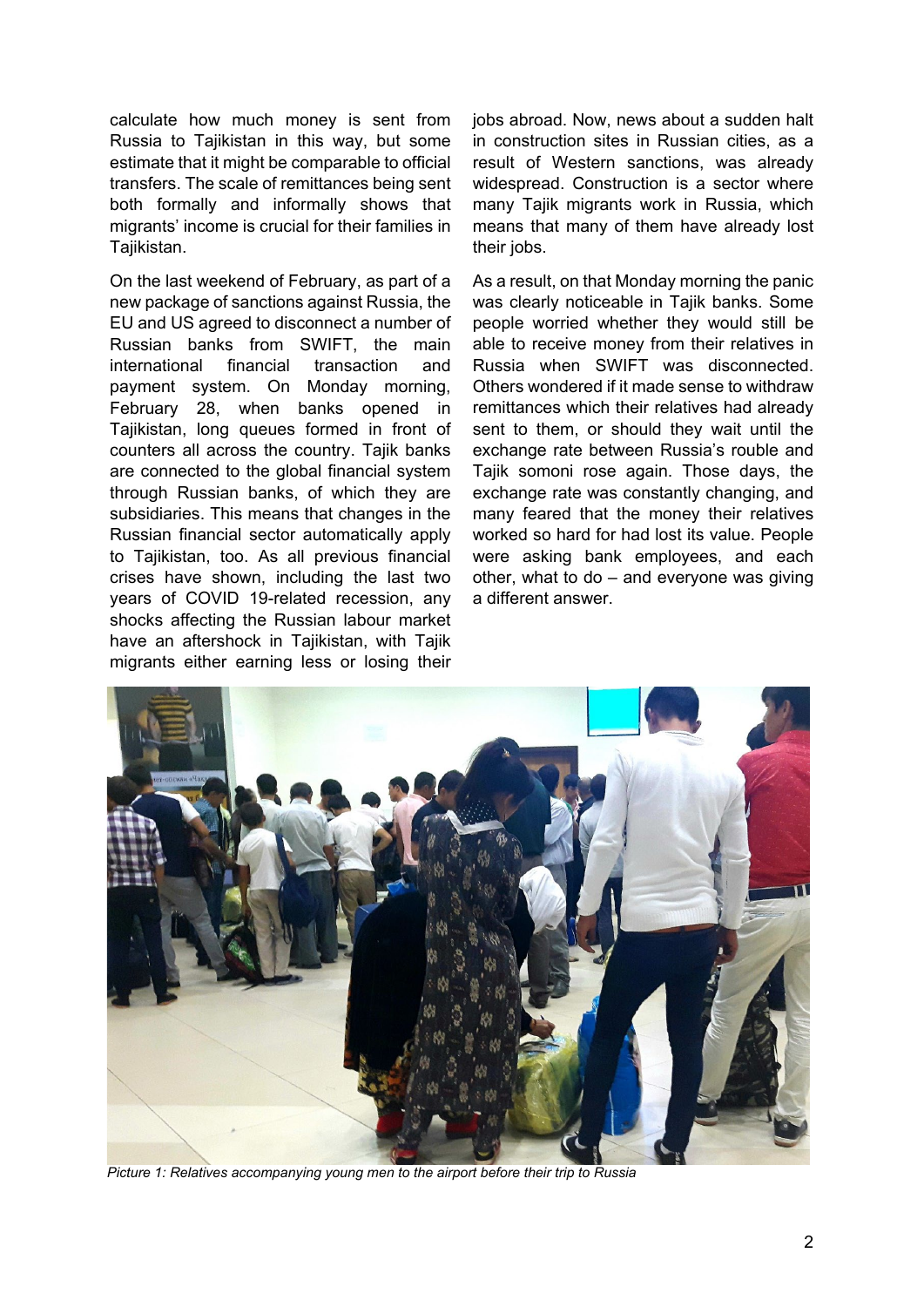calculate how much money is sent from Russia to Tajikistan in this way, but some estimate that it might be comparable to official transfers. The scale of remittances being sent both formally and informally shows that migrants' income is crucial for their families in Tajikistan.

On the last weekend of February, as part of a new package of sanctions against Russia, the EU and US agreed to disconnect a number of Russian banks from SWIFT, the main international financial transaction and payment system. On Monday morning, February 28, when banks opened in Tajikistan, long queues formed in front of counters all across the country. Tajik banks are connected to the global financial system through Russian banks, of which they are subsidiaries. This means that changes in the Russian financial sector automatically apply to Tajikistan, too. As all previous financial crises have shown, including the last two years of COVID 19-related recession, any shocks affecting the Russian labour market have an aftershock in Tajikistan, with Tajik migrants either earning less or losing their jobs abroad. Now, news about a sudden halt in construction sites in Russian cities, as a result of Western sanctions, was already widespread. Construction is a sector where many Tajik migrants work in Russia, which means that many of them have already lost their jobs.

As a result, on that Monday morning the panic was clearly noticeable in Tajik banks. Some people worried whether they would still be able to receive money from their relatives in Russia when SWIFT was disconnected. Others wondered if it made sense to withdraw remittances which their relatives had already sent to them, or should they wait until the exchange rate between Russia's rouble and Tajik somoni rose again. Those days, the exchange rate was constantly changing, and many feared that the money their relatives worked so hard for had lost its value. People were asking bank employees, and each other, what to do – and everyone was giving a different answer.

*Picture 1: Relatives accompanying young men to the airport before their trip to Russia*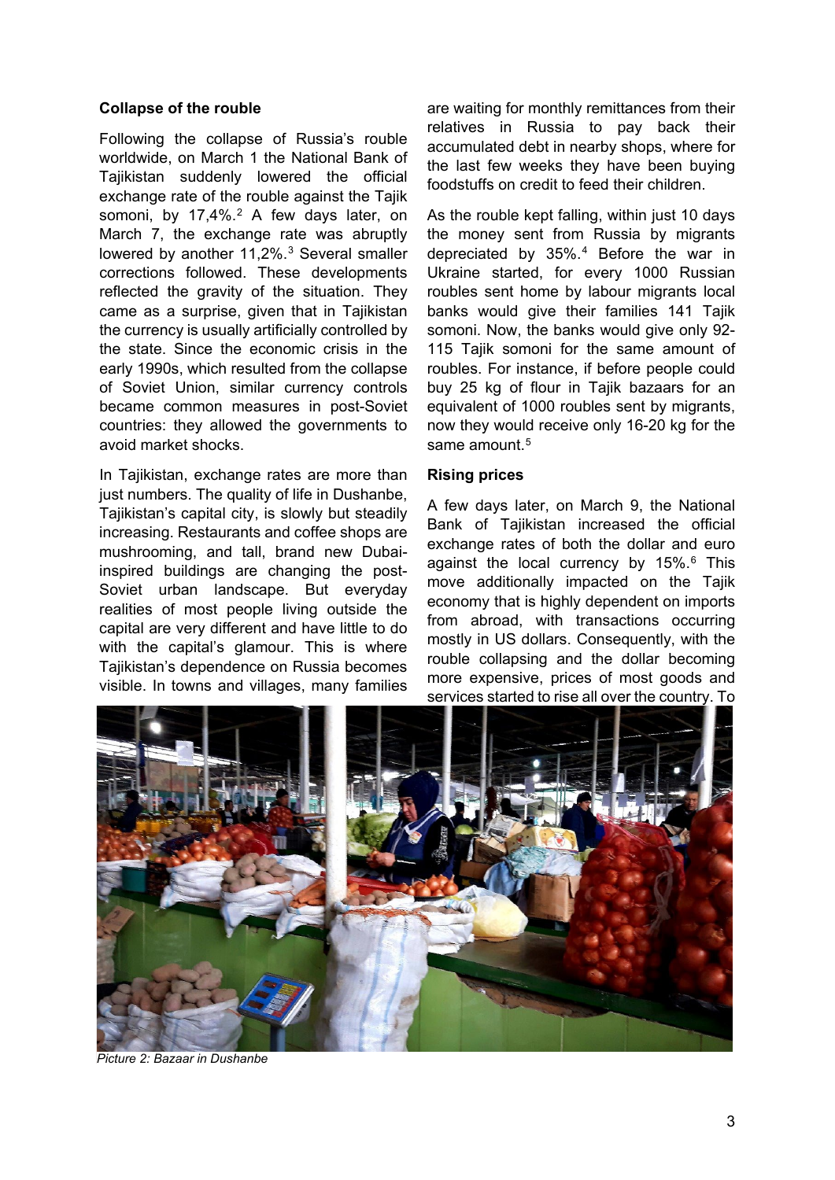## Collapse of the rouble

Following the collapse of Russia's rouble worldwide, on March 1 the National Bank of Tajikistan suddenly lowered the official exchange rate of the rouble against the Tajik somoni, by 17,4%.[2] A few days later, on March 7, the exchange rate was abruptly lowered by another 11,2%.[3] Several smaller corrections followed. These developments reflected the gravity of the situation. They came as a surprise, given that in Tajikistan the currency is usually artificially controlled by the state. Since the economic crisis in the early 1990s, which resulted from the collapse of Soviet Union, similar currency controls became common measures in post-Soviet countries: they allowed the governments to avoid market shocks.

In Tajikistan, exchange rates are more than just numbers. The quality of life in Dushanbe, Tajikistan's capital city, is slowly but steadily increasing. Restaurants and coffee shops are mushrooming, and tall, brand new Dubai-inspired buildings are changing the post-Soviet urban landscape. But everyday realities of most people living outside the capital are very different and have little to do with the capital's glamour. This is where Tajikistan's dependence on Russia becomes visible. In towns and villages, many families are waiting for monthly remittances from their relatives in Russia to pay back their accumulated debt in nearby shops, where for the last few weeks they have been buying foodstuffs on credit to feed their children.

As the rouble kept falling, within just 10 days the money sent from Russia by migrants depreciated by 35%.[4] Before the war in Ukraine started, for every 1000 Russian roubles sent home by labour migrants local banks would give their families 141 Tajik somoni. Now, the banks would give only 92-115 Tajik somoni for the same amount of roubles. For instance, if before people could buy 25 kg of flour in Tajik bazaars for an equivalent of 1000 roubles sent by migrants, now they would receive only 16-20 kg for the same amount.[5]

## Rising prices

A few days later, on March 9, the National Bank of Tajikistan increased the official exchange rates of both the dollar and euro against the local currency by 15%.[6] This move additionally impacted on the Tajik economy that is highly dependent on imports from abroad, with transactions occurring mostly in US dollars. Consequently, with the rouble collapsing and the dollar becoming more expensive, prices of most goods and services started to rise all over the country. To

*Picture 2: Bazaar in Dushanbe*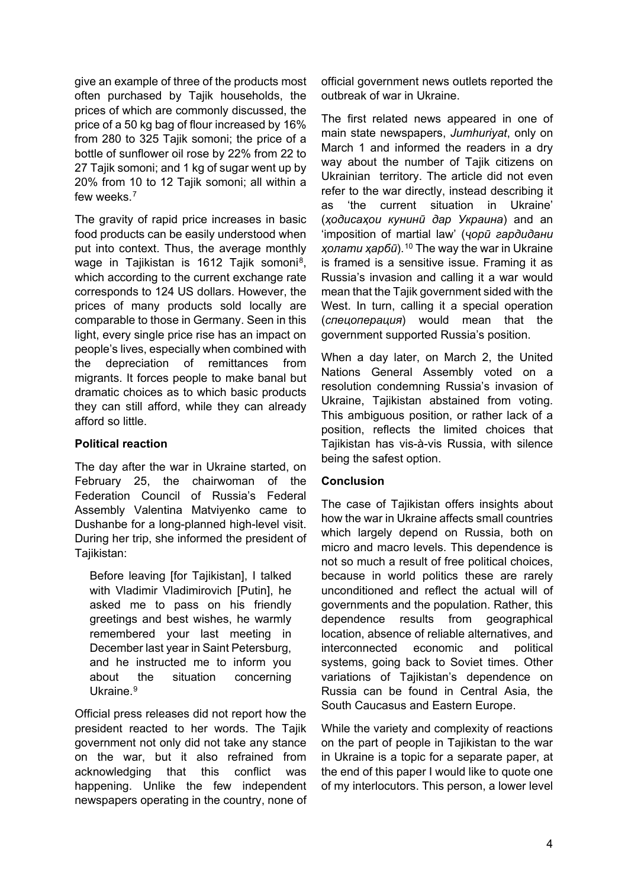give an example of three of the products most often purchased by Tajik households, the prices of which are commonly discussed, the price of a 50 kg bag of flour increased by 16% from 280 to 325 Tajik somoni; the price of a bottle of sunflower oil rose by 22% from 22 to 27 Tajik somoni; and 1 kg of sugar went up by 20% from 10 to 12 Tajik somoni; all within a few weeks.[7]

The gravity of rapid price increases in basic food products can be easily understood when put into context. Thus, the average monthly wage in Tajikistan is 1612 Tajik somoni[8], which according to the current exchange rate corresponds to 124 US dollars. However, the prices of many products sold locally are comparable to those in Germany. Seen in this light, every single price rise has an impact on people's lives, especially when combined with the depreciation of remittances from migrants. It forces people to make banal but dramatic choices as to which basic products they can still afford, while they can already afford so little.

**Political reaction**

The day after the war in Ukraine started, on February 25, the chairwoman of the Federation Council of Russia's Federal Assembly Valentina Matviyenko came to Dushanbe for a long-planned high-level visit. During her trip, she informed the president of Tajikistan:

> Before leaving [for Tajikistan], I talked with Vladimir Vladimirovich [Putin], he asked me to pass on his friendly greetings and best wishes, he warmly remembered your last meeting in December last year in Saint Petersburg, and he instructed me to inform you about the situation concerning Ukraine.[9]

Official press releases did not report how the president reacted to her words. The Tajik government not only did not take any stance on the war, but it also refrained from acknowledging that this conflict was happening. Unlike the few independent newspapers operating in the country, none of official government news outlets reported the outbreak of war in Ukraine.

The first related news appeared in one of main state newspapers, *Jumhuriyat*, only on March 1 and informed the readers in a dry way about the number of Tajik citizens on Ukrainian territory. The article did not even refer to the war directly, instead describing it as 'the current situation in Ukraine' (*ҳодисаҳои кунунӣ дар Украина*) and an 'imposition of martial law' (*ҷорӣ гардидани ҳолати ҳарбӣ*).[10] The way the war in Ukraine is framed is a sensitive issue. Framing it as Russia's invasion and calling it a war would mean that the Tajik government sided with the West. In turn, calling it a special operation (*спецоперация*) would mean that the government supported Russia's position.

When a day later, on March 2, the United Nations General Assembly voted on a resolution condemning Russia's invasion of Ukraine, Tajikistan abstained from voting. This ambiguous position, or rather lack of a position, reflects the limited choices that Tajikistan has vis-à-vis Russia, with silence being the safest option.

**Conclusion**

The case of Tajikistan offers insights about how the war in Ukraine affects small countries which largely depend on Russia, both on micro and macro levels. This dependence is not so much a result of free political choices, because in world politics these are rarely unconditioned and reflect the actual will of governments and the population. Rather, this dependence results from geographical location, absence of reliable alternatives, and interconnected economic and political systems, going back to Soviet times. Other variations of Tajikistan's dependence on Russia can be found in Central Asia, the South Caucasus and Eastern Europe.

While the variety and complexity of reactions on the part of people in Tajikistan to the war in Ukraine is a topic for a separate paper, at the end of this paper I would like to quote one of my interlocutors. This person, a lower level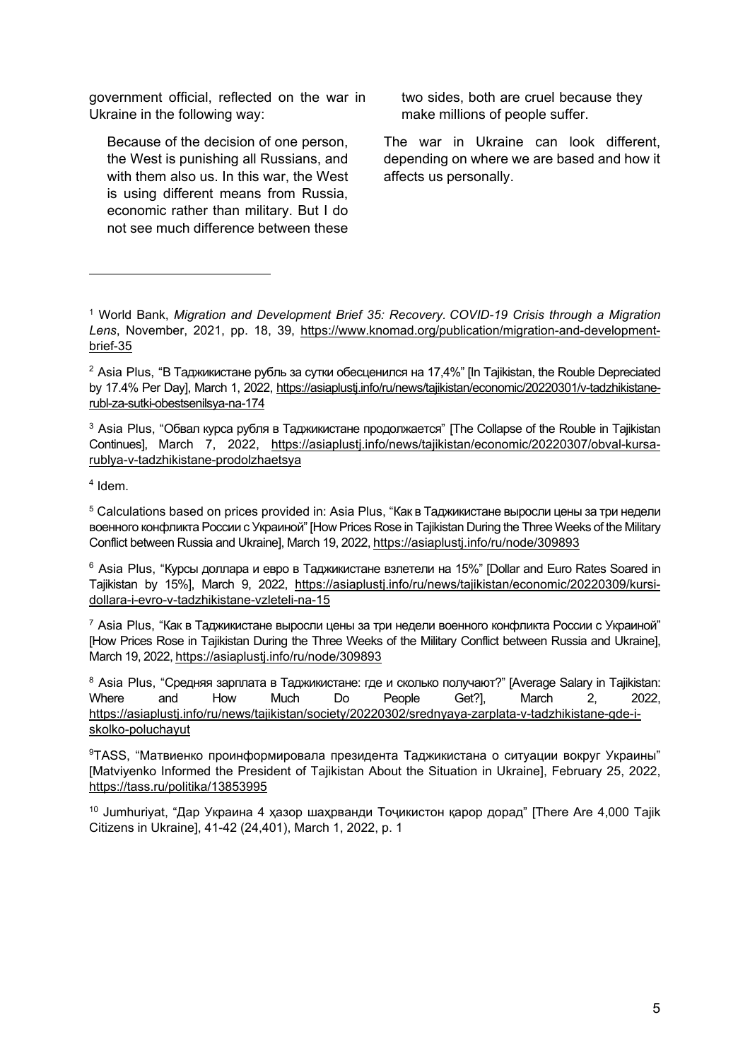government official, reflected on the war in Ukraine in the following way:

> Because of the decision of one person, the West is punishing all Russians, and with them also us. In this war, the West is using different means from Russia, economic rather than military. But I do not see much difference between these two sides, both are cruel because they make millions of people suffer.

The war in Ukraine can look different, depending on where we are based and how it affects us personally.

---

[1] World Bank, *Migration and Development Brief 35: Recovery. COVID-19 Crisis through a Migration Lens*, November, 2021, pp. 18, 39, https://www.knomad.org/publication/migration-and-development-brief-35

[2] Asia Plus, "В Таджикистане рубль за сутки обесценился на 17,4%" [In Tajikistan, the Rouble Depreciated by 17.4% Per Day], March 1, 2022, https://asiaplustj.info/ru/news/tajikistan/economic/20220301/v-tadzhikistane-rubl-za-sutki-obestsenilsya-na-174

[3] Asia Plus, "Обвал курса рубля в Таджикистане продолжается" [The Collapse of the Rouble in Tajikistan Continues], March 7, 2022, https://asiaplustj.info/news/tajikistan/economic/20220307/obval-kursa-rublya-v-tadzhikistane-prodolzhaetsya

[4] Idem.

[5] Calculations based on prices provided in: Asia Plus, "Как в Таджикистане выросли цены за три недели военного конфликта России с Украиной" [How Prices Rose in Tajikistan During the Three Weeks of the Military Conflict between Russia and Ukraine], March 19, 2022, https://asiaplustj.info/ru/node/309893

[6] Asia Plus, "Курсы доллара и евро в Таджикистане взлетели на 15%" [Dollar and Euro Rates Soared in Tajikistan by 15%], March 9, 2022, https://asiaplustj.info/ru/news/tajikistan/economic/20220309/kursi-dollara-i-evro-v-tadzhikistane-vzleteli-na-15

[7] Asia Plus, "Как в Таджикистане выросли цены за три недели военного конфликта России с Украиной" [How Prices Rose in Tajikistan During the Three Weeks of the Military Conflict between Russia and Ukraine], March 19, 2022, https://asiaplustj.info/ru/node/309893

[8] Asia Plus, "Средняя зарплата в Таджикистане: где и сколько получают?" [Average Salary in Tajikistan: Where and How Much Do People Get?], March 2, 2022, https://asiaplustj.info/ru/news/tajikistan/society/20220302/srednyaya-zarplata-v-tadzhikistane-gde-i-skolko-poluchayut

[9] TASS, "Матвиенко проинформировала президента Таджикистана о ситуации вокруг Украины" [Matviyenko Informed the President of Tajikistan About the Situation in Ukraine], February 25, 2022, https://tass.ru/politika/13853995

[10] Jumhuriyat, "Дар Украина 4 ҳазор шаҳрванди Тоҷикистон қарор дорад" [There Are 4,000 Tajik Citizens in Ukraine], 41-42 (24,401), March 1, 2022, p. 1